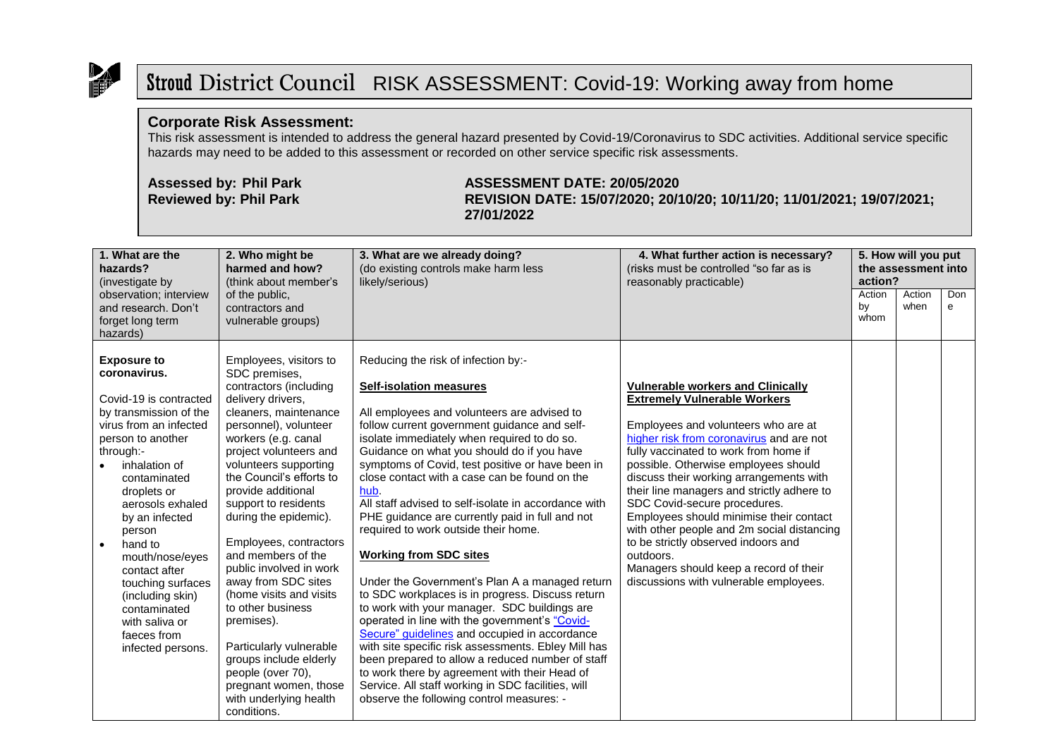# Stroud District Council RISK ASSESSMENT: Covid-19: Working away from home

## Corporate Risk Assessment:

This risk assessment is intended to address the general hazard presented by Covid-19/Coronavirus to SDC activities. Additional service specific hazards may need to be added to this assessment or recorded on other service specific risk assessments.

**Assessed by: Phil Park**
**Reviewed by: Phil Park**

**ASSESSMENT DATE: 20/05/2020**
**REVISION DATE: 15/07/2020; 20/10/20; 10/11/20; 11/01/2021; 19/07/2021; 27/01/2022**

| 1. What are the hazards? (investigate by observation; interview and research. Don't forget long term hazards) | 2. Who might be harmed and how? (think about member's of the public, contractors and vulnerable groups) | 3. What are we already doing? (do existing controls make harm less likely/serious) | 4. What further action is necessary? (risks must be controlled "so far as is reasonably practicable) | 5. How will you put the assessment into action? | | |
|---|---|---|---|---|---|---|
| | | | | Action by whom | Action when | Done |
| **Exposure to coronavirus.**<br><br>Covid-19 is contracted by transmission of the virus from an infected person to another through:-<br>• inhalation of contaminated droplets or aerosols exhaled by an infected person<br>• hand to mouth/nose/eyes contact after touching surfaces (including skin) contaminated with saliva or faeces from infected persons. | Employees, visitors to SDC premises, contractors (including delivery drivers, cleaners, maintenance personnel), volunteer workers (e.g. canal project volunteers and volunteers supporting the Council's efforts to provide additional support to residents during the epidemic).<br><br>Employees, contractors and members of the public involved in work away from SDC sites (home visits and visits to other business premises).<br><br>Particularly vulnerable groups include elderly people (over 70), pregnant women, those with underlying health conditions. | Reducing the risk of infection by:-<br><br>**Self-isolation measures**<br><br>All employees and volunteers are advised to follow current government guidance and self-isolate immediately when required to do so. Guidance on what you should do if you have symptoms of Covid, test positive or have been in close contact with a case can be found on the hub.<br>All staff advised to self-isolate in accordance with PHE guidance are currently paid in full and not required to work outside their home.<br><br>**Working from SDC sites**<br><br>Under the Government's Plan A a managed return to SDC workplaces is in progress. Discuss return to work with your manager. SDC buildings are operated in line with the government's "Covid-Secure" guidelines and occupied in accordance with site specific risk assessments. Ebley Mill has been prepared to allow a reduced number of staff to work there by agreement with their Head of Service. All staff working in SDC facilities, will observe the following control measures: - | **Vulnerable workers and Clinically Extremely Vulnerable Workers**<br><br>Employees and volunteers who are at higher risk from coronavirus and are not fully vaccinated to work from home if possible. Otherwise employees should discuss their working arrangements with their line managers and strictly adhere to SDC Covid-secure procedures.<br>Employees should minimise their contact with other people and 2m social distancing to be strictly observed indoors and outdoors.<br>Managers should keep a record of their discussions with vulnerable employees. | | | |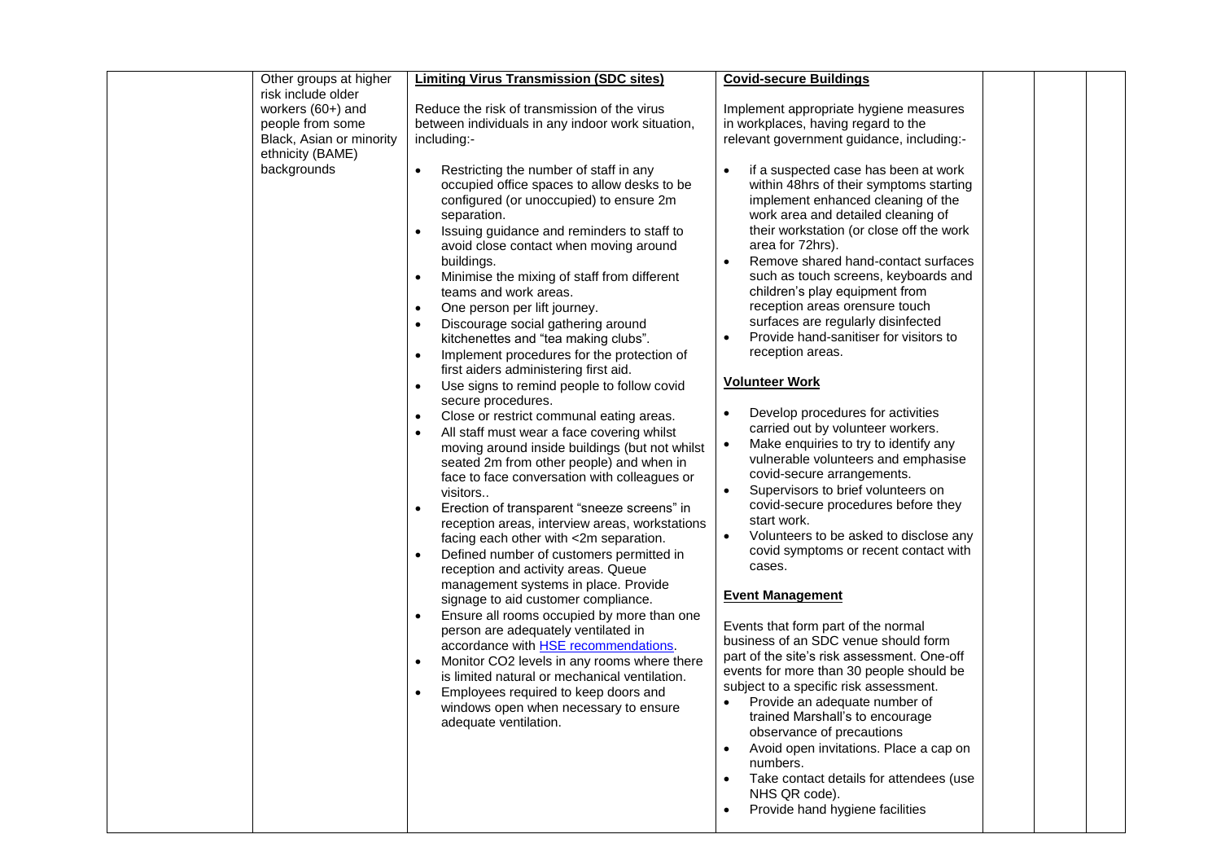| | | | | | | |
|---|---|---|---|---|---|---|
| | Other groups at higher risk include older workers (60+) and people from some Black, Asian or minority ethnicity (BAME) backgrounds | **Limiting Virus Transmission (SDC sites)**<br><br>Reduce the risk of transmission of the virus between individuals in any indoor work situation, including:-<br><br>• Restricting the number of staff in any occupied office spaces to allow desks to be configured (or unoccupied) to ensure 2m separation.<br>• Issuing guidance and reminders to staff to avoid close contact when moving around buildings.<br>• Minimise the mixing of staff from different teams and work areas.<br>• One person per lift journey.<br>• Discourage social gathering around kitchenettes and "tea making clubs".<br>• Implement procedures for the protection of first aiders administering first aid.<br>• Use signs to remind people to follow covid secure procedures.<br>• Close or restrict communal eating areas.<br>• All staff must wear a face covering whilst moving around inside buildings (but not whilst seated 2m from other people) and when in face to face conversation with colleagues or visitors..<br>• Erection of transparent "sneeze screens" in reception areas, interview areas, workstations facing each other with <2m separation.<br>• Defined number of customers permitted in reception and activity areas. Queue management systems in place. Provide signage to aid customer compliance.<br>• Ensure all rooms occupied by more than one person are adequately ventilated in accordance with HSE recommendations.<br>• Monitor CO2 levels in any rooms where there is limited natural or mechanical ventilation.<br>• Employees required to keep doors and windows open when necessary to ensure adequate ventilation. | **Covid-secure Buildings**<br><br>Implement appropriate hygiene measures in workplaces, having regard to the relevant government guidance, including:-<br><br>• if a suspected case has been at work within 48hrs of their symptoms starting implement enhanced cleaning of the work area and detailed cleaning of their workstation (or close off the work area for 72hrs).<br>• Remove shared hand-contact surfaces such as touch screens, keyboards and children's play equipment from reception areas orensure touch surfaces are regularly disinfected<br>• Provide hand-sanitiser for visitors to reception areas.<br><br>**Volunteer Work**<br><br>• Develop procedures for activities carried out by volunteer workers.<br>• Make enquiries to try to identify any vulnerable volunteers and emphasise covid-secure arrangements.<br>• Supervisors to brief volunteers on covid-secure procedures before they start work.<br>• Volunteers to be asked to disclose any covid symptoms or recent contact with cases.<br><br>**Event Management**<br><br>Events that form part of the normal business of an SDC venue should form part of the site's risk assessment. One-off events for more than 30 people should be subject to a specific risk assessment.<br>• Provide an adequate number of trained Marshall's to encourage observance of precautions<br>• Avoid open invitations. Place a cap on numbers.<br>• Take contact details for attendees (use NHS QR code).<br>• Provide hand hygiene facilities | | | |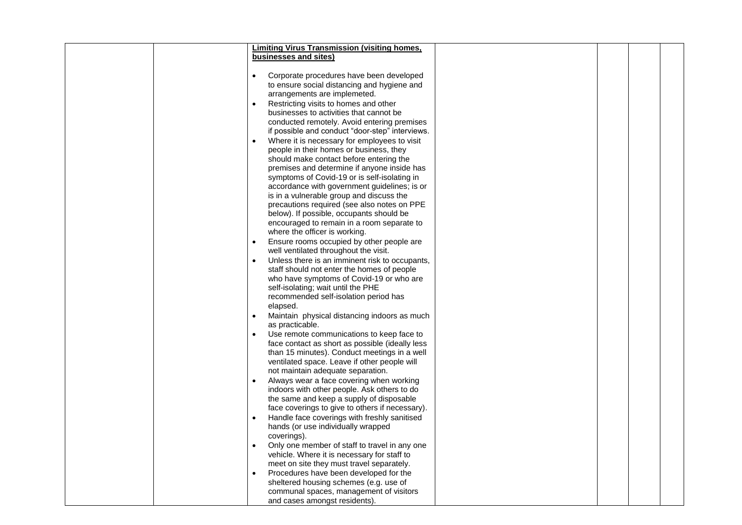| | | **Limiting Virus Transmission (visiting homes, businesses and sites)**<br><br>• Corporate procedures have been developed to ensure social distancing and hygiene and arrangements are implemeted.<br>• Restricting visits to homes and other businesses to activities that cannot be conducted remotely. Avoid entering premises if possible and conduct "door-step" interviews.<br>• Where it is necessary for employees to visit people in their homes or business, they should make contact before entering the premises and determine if anyone inside has symptoms of Covid-19 or is self-isolating in accordance with government guidelines; is or is in a vulnerable group and discuss the precautions required (see also notes on PPE below). If possible, occupants should be encouraged to remain in a room separate to where the officer is working.<br>• Ensure rooms occupied by other people are well ventilated throughout the visit.<br>• Unless there is an imminent risk to occupants, staff should not enter the homes of people who have symptoms of Covid-19 or who are self-isolating; wait until the PHE recommended self-isolation period has elapsed.<br>• Maintain physical distancing indoors as much as practicable.<br>• Use remote communications to keep face to face contact as short as possible (ideally less than 15 minutes). Conduct meetings in a well ventilated space. Leave if other people will not maintain adequate separation.<br>• Always wear a face covering when working indoors with other people. Ask others to do the same and keep a supply of disposable face coverings to give to others if necessary).<br>• Handle face coverings with freshly sanitised hands (or use individually wrapped coverings).<br>• Only one member of staff to travel in any one vehicle. Where it is necessary for staff to meet on site they must travel separately.<br>• Procedures have been developed for the sheltered housing schemes (e.g. use of communal spaces, management of visitors and cases amongst residents). | | | | |
|---|---|---|---|---|---|---|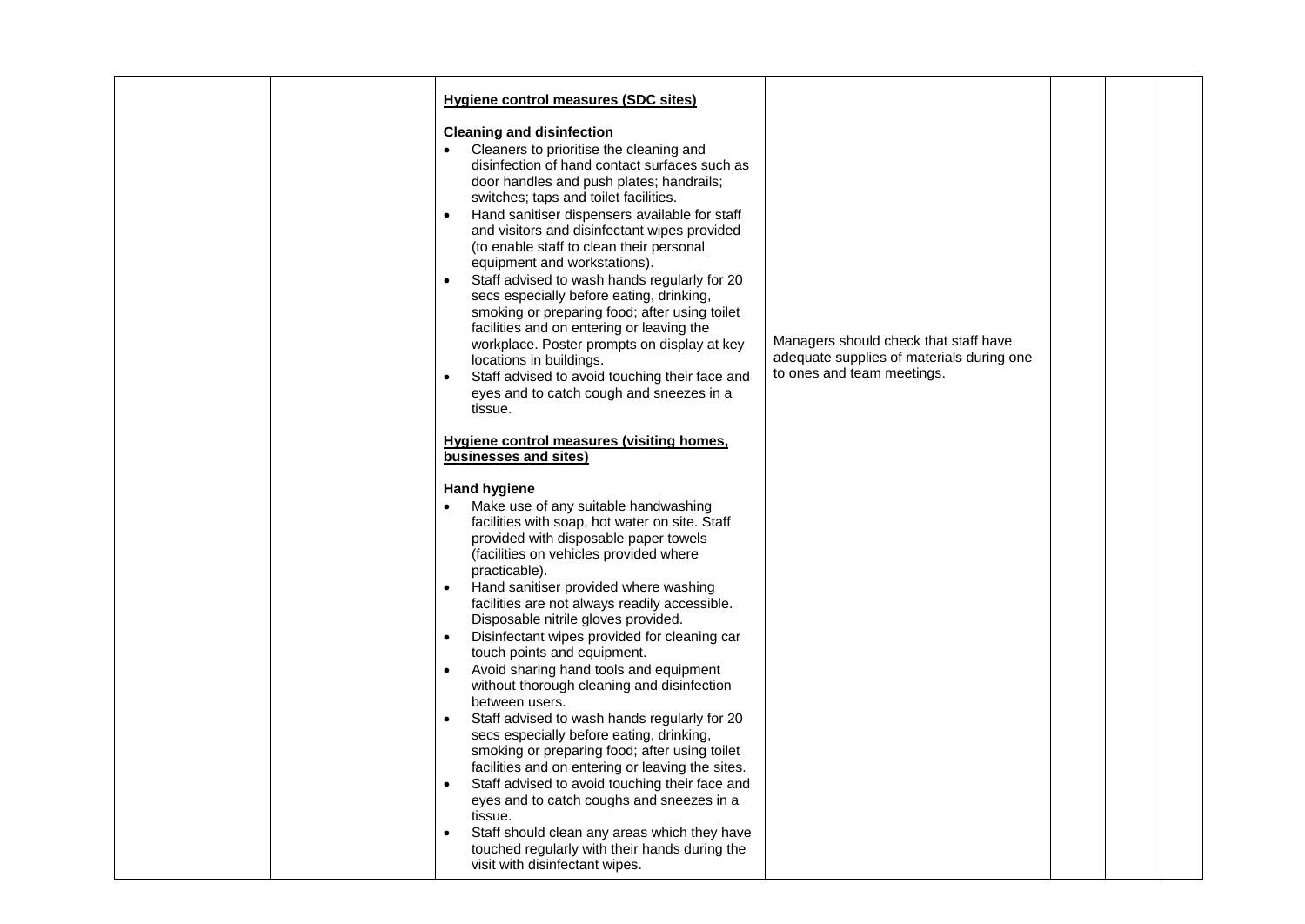|  |  |  |  |  |  |  |
|---|---|---|---|---|---|---|
|  |  | **Hygiene control measures (SDC sites)**<br><br>**Cleaning and disinfection**<br>• Cleaners to prioritise the cleaning and disinfection of hand contact surfaces such as door handles and push plates; handrails; switches; taps and toilet facilities.<br>• Hand sanitiser dispensers available for staff and visitors and disinfectant wipes provided (to enable staff to clean their personal equipment and workstations).<br>• Staff advised to wash hands regularly for 20 secs especially before eating, drinking, smoking or preparing food; after using toilet facilities and on entering or leaving the workplace. Poster prompts on display at key locations in buildings.<br>• Staff advised to avoid touching their face and eyes and to catch cough and sneezes in a tissue.<br><br>**Hygiene control measures (visiting homes, businesses and sites)**<br><br>**Hand hygiene**<br>• Make use of any suitable handwashing facilities with soap, hot water on site. Staff provided with disposable paper towels (facilities on vehicles provided where practicable).<br>• Hand sanitiser provided where washing facilities are not always readily accessible. Disposable nitrile gloves provided.<br>• Disinfectant wipes provided for cleaning car touch points and equipment.<br>• Avoid sharing hand tools and equipment without thorough cleaning and disinfection between users.<br>• Staff advised to wash hands regularly for 20 secs especially before eating, drinking, smoking or preparing food; after using toilet facilities and on entering or leaving the sites.<br>• Staff advised to avoid touching their face and eyes and to catch coughs and sneezes in a tissue.<br>• Staff should clean any areas which they have touched regularly with their hands during the visit with disinfectant wipes. | Managers should check that staff have adequate supplies of materials during one to ones and team meetings. |  |  |  |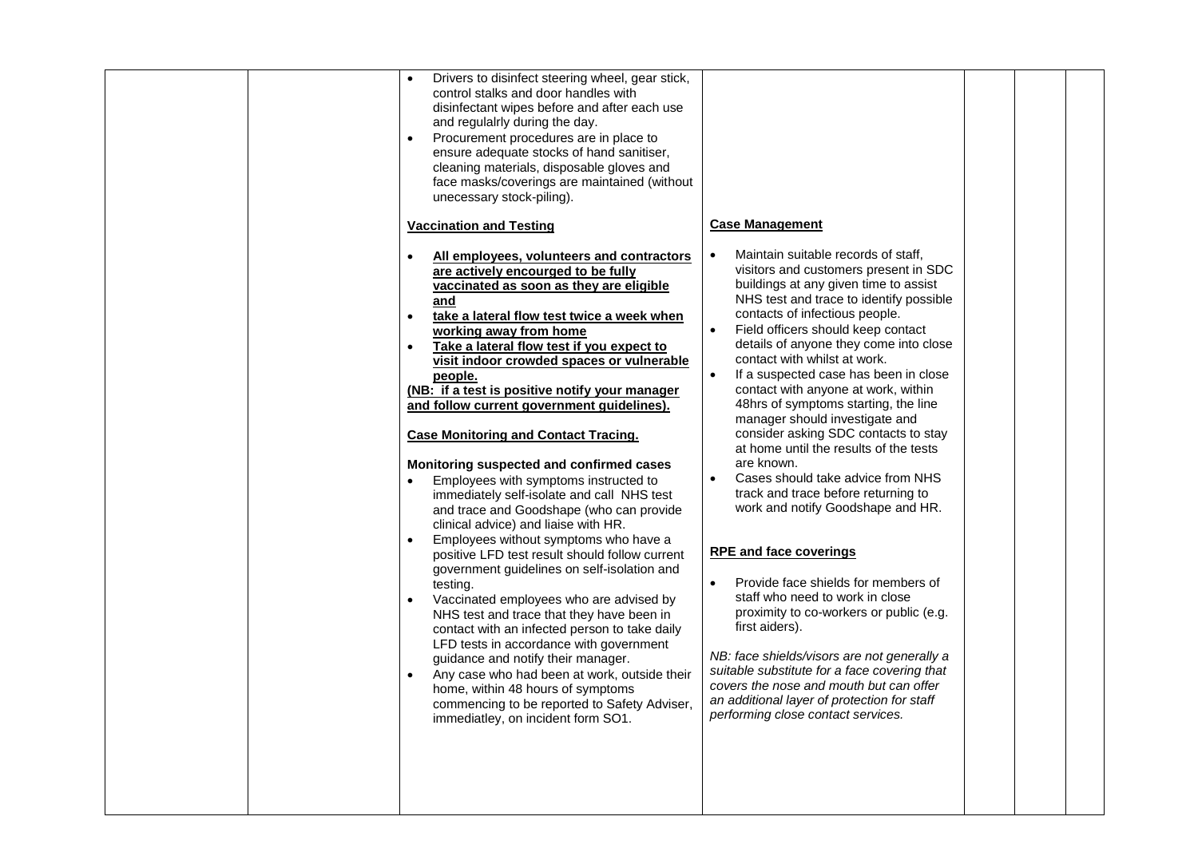| | | | | | | |
|---|---|---|---|---|---|---|
| | | • Drivers to disinfect steering wheel, gear stick, control stalks and door handles with disinfectant wipes before and after each use and regulalrly during the day.<br>• Procurement procedures are in place to ensure adequate stocks of hand sanitiser, cleaning materials, disposable gloves and face masks/coverings are maintained (without unecessary stock-piling).<br><br>**Vaccination and Testing**<br><br>• **All employees, volunteers and contractors are actively encourged to be fully vaccinated as soon as they are eligible and**<br>• **take a lateral flow test twice a week when working away from home**<br>• **Take a lateral flow test if you expect to visit indoor crowded spaces or vulnerable people.**<br>**(NB: if a test is positive notify your manager and follow current government guidelines).**<br><br>**Case Monitoring and Contact Tracing.**<br><br>**Monitoring suspected and confirmed cases**<br>• Employees with symptoms instructed to immediately self-isolate and call NHS test and trace and Goodshape (who can provide clinical advice) and liaise with HR.<br>• Employees without symptoms who have a positive LFD test result should follow current government guidelines on self-isolation and testing.<br>• Vaccinated employees who are advised by NHS test and trace that they have been in contact with an infected person to take daily LFD tests in accordance with government guidance and notify their manager.<br>• Any case who had been at work, outside their home, within 48 hours of symptoms commencing to be reported to Safety Adviser, immediatley, on incident form SO1. | **Case Management**<br><br>• Maintain suitable records of staff, visitors and customers present in SDC buildings at any given time to assist NHS test and trace to identify possible contacts of infectious people.<br>• Field officers should keep contact details of anyone they come into close contact with whilst at work.<br>• If a suspected case has been in close contact with anyone at work, within 48hrs of symptoms starting, the line manager should investigate and consider asking SDC contacts to stay at home until the results of the tests are known.<br>• Cases should take advice from NHS track and trace before returning to work and notify Goodshape and HR.<br><br>**RPE and face coverings**<br><br>• Provide face shields for members of staff who need to work in close proximity to co-workers or public (e.g. first aiders).<br><br>*NB: face shields/visors are not generally a suitable substitute for a face covering that covers the nose and mouth but can offer an additional layer of protection for staff performing close contact services.* | | | |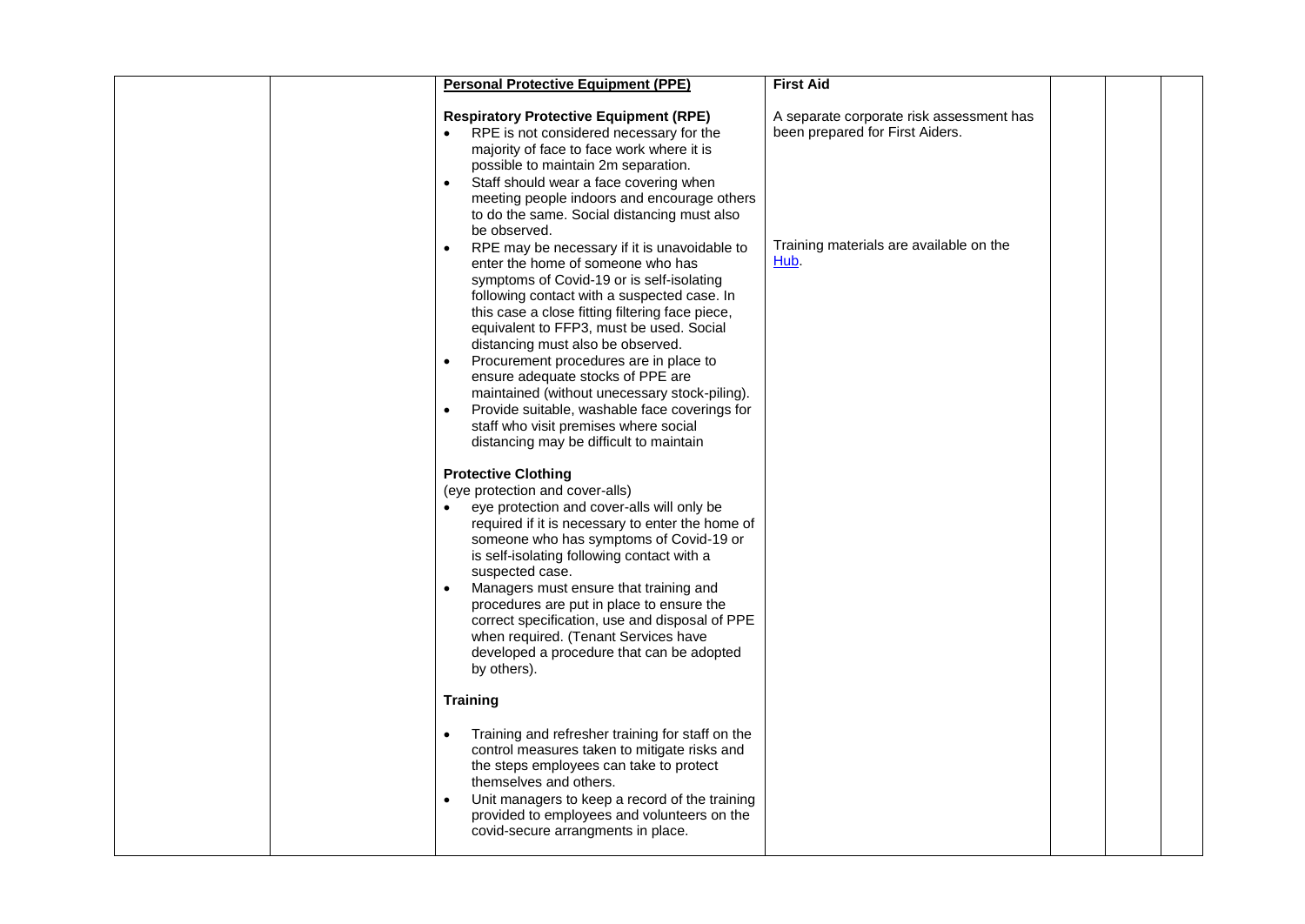| | | **Personal Protective Equipment (PPE)**<br><br>**Respiratory Protective Equipment (RPE)**<br>• RPE is not considered necessary for the majority of face to face work where it is possible to maintain 2m separation.<br>• Staff should wear a face covering when meeting people indoors and encourage others to do the same. Social distancing must also be observed.<br>• RPE may be necessary if it is unavoidable to enter the home of someone who has symptoms of Covid-19 or is self-isolating following contact with a suspected case. In this case a close fitting filtering face piece, equivalent to FFP3, must be used. Social distancing must also be observed.<br>• Procurement procedures are in place to ensure adequate stocks of PPE are maintained (without unecessary stock-piling).<br>• Provide suitable, washable face coverings for staff who visit premises where social distancing may be difficult to maintain<br><br>**Protective Clothing**<br>(eye protection and cover-alls)<br>• eye protection and cover-alls will only be required if it is necessary to enter the home of someone who has symptoms of Covid-19 or is self-isolating following contact with a suspected case.<br>• Managers must ensure that training and procedures are put in place to ensure the correct specification, use and disposal of PPE when required. (Tenant Services have developed a procedure that can be adopted by others).<br><br>**Training**<br><br>• Training and refresher training for staff on the control measures taken to mitigate risks and the steps employees can take to protect themselves and others.<br>• Unit managers to keep a record of the training provided to employees and volunteers on the covid-secure arrangments in place. | **First Aid**<br><br>A separate corporate risk assessment has been prepared for First Aiders.<br><br>Training materials are available on the Hub. | | | |
|---|---|---|---|---|---|---|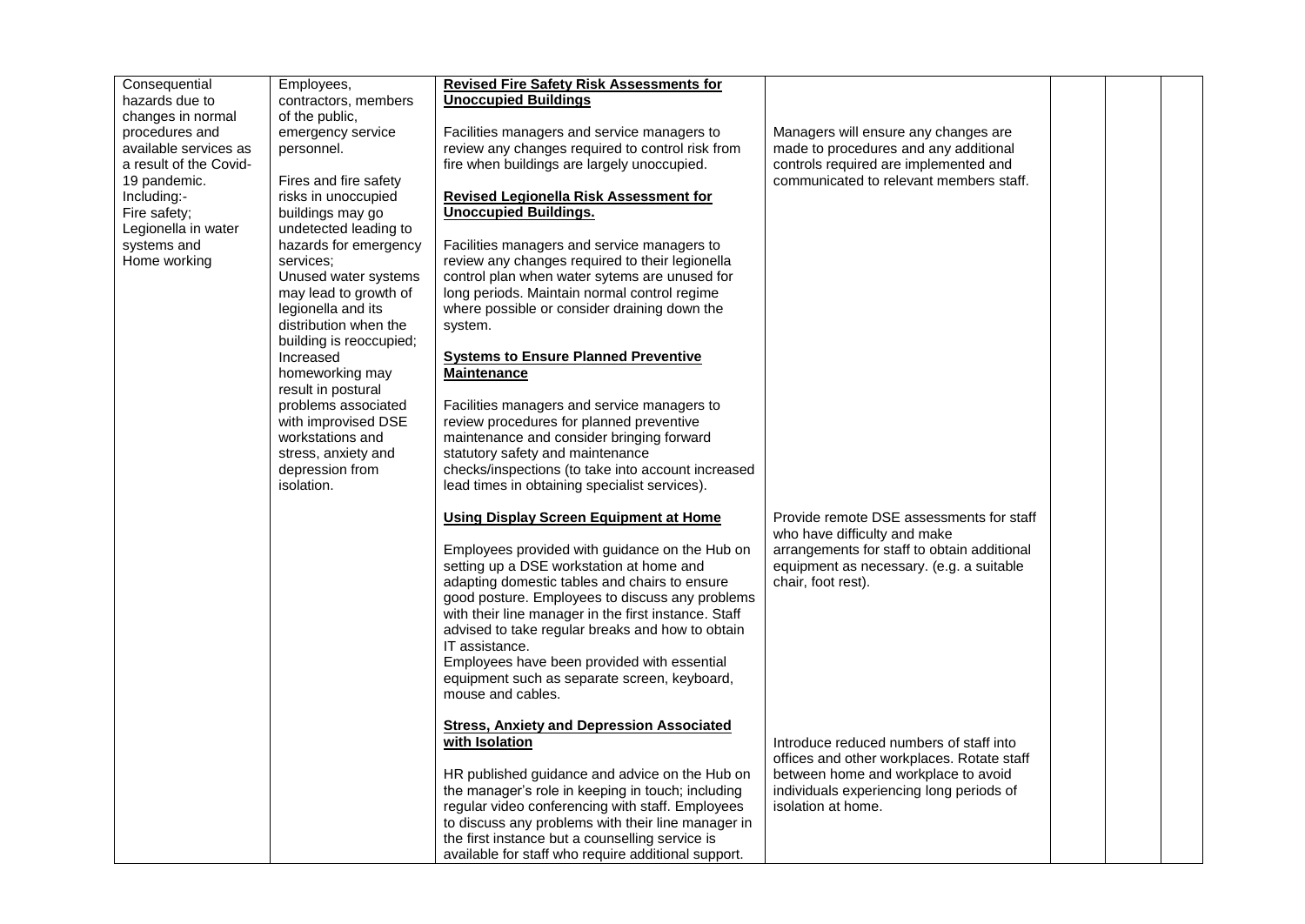| | | | | | | |
|---|---|---|---|---|---|---|
| Consequential hazards due to changes in normal procedures and available services as a result of the Covid-19 pandemic. Including:- Fire safety; Legionella in water systems and Home working | Employees, contractors, members of the public, emergency service personnel.<br><br>Fires and fire safety risks in unoccupied buildings may go undetected leading to hazards for emergency services;<br>Unused water systems may lead to growth of legionella and its distribution when the building is reoccupied;<br>Increased homeworking may result in postural problems associated with improvised DSE workstations and stress, anxiety and depression from isolation. | **Revised Fire Safety Risk Assessments for Unoccupied Buildings**<br><br>Facilities managers and service managers to review any changes required to control risk from fire when buildings are largely unoccupied.<br><br>**Revised Legionella Risk Assessment for Unoccupied Buildings.**<br><br>Facilities managers and service managers to review any changes required to their legionella control plan when water sytems are unused for long periods. Maintain normal control regime where possible or consider draining down the system.<br><br>**Systems to Ensure Planned Preventive Maintenance**<br><br>Facilities managers and service managers to review procedures for planned preventive maintenance and consider bringing forward statutory safety and maintenance checks/inspections (to take into account increased lead times in obtaining specialist services).<br><br>**Using Display Screen Equipment at Home**<br><br>Employees provided with guidance on the Hub on setting up a DSE workstation at home and adapting domestic tables and chairs to ensure good posture. Employees to discuss any problems with their line manager in the first instance. Staff advised to take regular breaks and how to obtain IT assistance.<br>Employees have been provided with essential equipment such as separate screen, keyboard, mouse and cables.<br><br>**Stress, Anxiety and Depression Associated with Isolation**<br><br>HR published guidance and advice on the Hub on the manager's role in keeping in touch; including regular video conferencing with staff. Employees to discuss any problems with their line manager in the first instance but a counselling service is available for staff who require additional support. | Managers will ensure any changes are made to procedures and any additional controls required are implemented and communicated to relevant members staff.<br><br>Provide remote DSE assessments for staff who have difficulty and make arrangements for staff to obtain additional equipment as necessary. (e.g. a suitable chair, foot rest).<br><br>Introduce reduced numbers of staff into offices and other workplaces. Rotate staff between home and workplace to avoid individuals experiencing long periods of isolation at home. | | | |